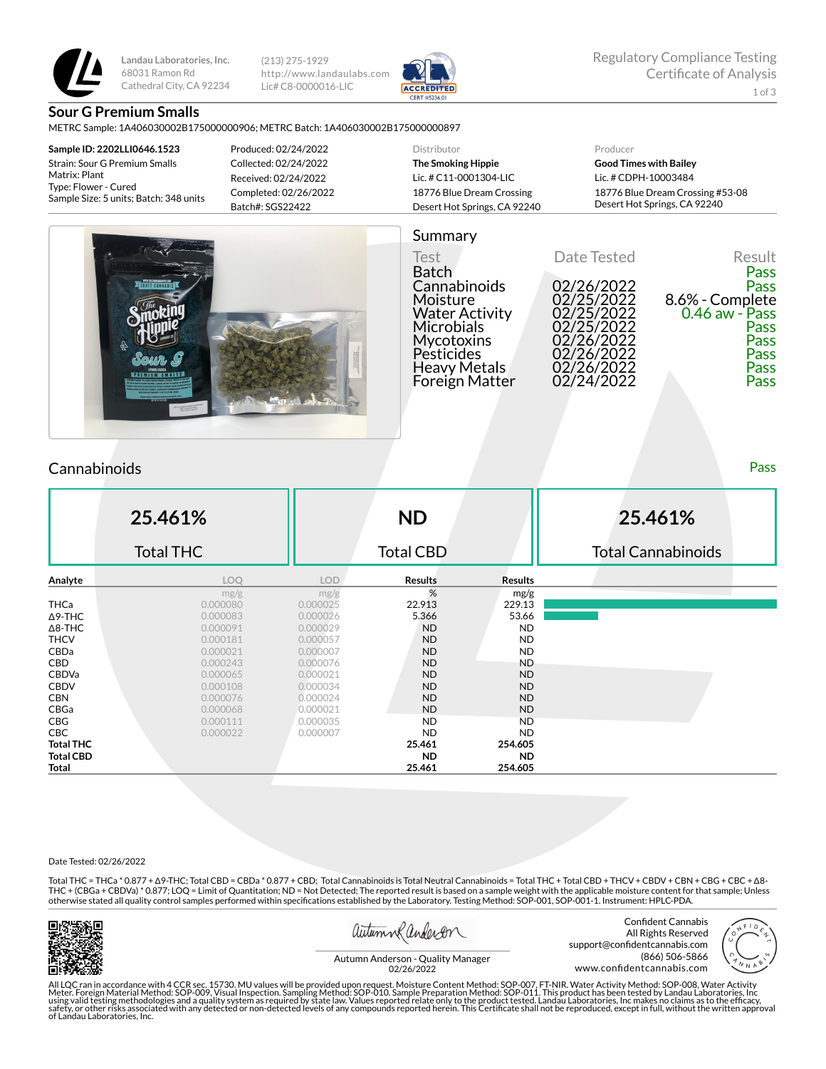Landau Laboratories, Inc.
68031 Ramon Rd
Cathedral City, CA 92234

(213) 275-1929
http://www.landaulabs.com
Lic# C8-0000016-LIC

ACCREDITED CERT #5236.01

Regulatory Compliance Testing
Certificate of Analysis

## Sour G Premium Smalls

METRC Sample: 1A406030002B175000000906; METRC Batch: 1A406030002B175000000897

**Sample ID: 2202LLI0646.1523**
Strain: Sour G Premium Smalls
Matrix: Plant
Type: Flower - Cured
Sample Size: 5 units; Batch: 348 units

Produced: 02/24/2022
Collected: 02/24/2022
Received: 02/24/2022
Completed: 02/26/2022
Batch#: SGS22422

Distributor
**The Smoking Hippie**
Lic. # C11-0001304-LIC
18776 Blue Dream Crossing
Desert Hot Springs, CA 92240

Producer
**Good Times with Bailey**
Lic. # CDPH-10003484
18776 Blue Dream Crossing #53-08
Desert Hot Springs, CA 92240

## Summary

| Test | Date Tested | Result |
|---|---|---|
| Batch | | Pass |
| Cannabinoids | 02/26/2022 | Pass |
| Moisture | 02/25/2022 | 8.6% - Complete |
| Water Activity | 02/25/2022 | 0.46 aw - Pass |
| Microbials | 02/25/2022 | Pass |
| Mycotoxins | 02/26/2022 | Pass |
| Pesticides | 02/26/2022 | Pass |
| Heavy Metals | 02/26/2022 | Pass |
| Foreign Matter | 02/24/2022 | Pass |

## Cannabinoids

Pass

| 25.461% | ND | 25.461% |
|---|---|---|
| Total THC | Total CBD | Total Cannabinoids |

| Analyte | LOQ | LOD | Results | Results |
|---|---|---|---|---|
| | mg/g | mg/g | % | mg/g |
| THCa | 0.000080 | 0.000025 | 22.913 | 229.13 |
| Δ9-THC | 0.000083 | 0.000026 | 5.366 | 53.66 |
| Δ8-THC | 0.000091 | 0.000029 | ND | ND |
| THCV | 0.000181 | 0.000057 | ND | ND |
| CBDa | 0.000021 | 0.000007 | ND | ND |
| CBD | 0.000243 | 0.000076 | ND | ND |
| CBDVa | 0.000065 | 0.000021 | ND | ND |
| CBDV | 0.000108 | 0.000034 | ND | ND |
| CBN | 0.000076 | 0.000024 | ND | ND |
| CBGa | 0.000068 | 0.000021 | ND | ND |
| CBG | 0.000111 | 0.000035 | ND | ND |
| CBC | 0.000022 | 0.000007 | ND | ND |
| **Total THC** | | | **25.461** | **254.605** |
| **Total CBD** | | | **ND** | **ND** |
| **Total** | | | **25.461** | **254.605** |

Date Tested: 02/26/2022

Total THC = THCa * 0.877 + Δ9-THC; Total CBD = CBDa * 0.877 + CBD; Total Cannabinoids is Total Neutral Cannabinoids = Total THC + Total CBD + THCV + CBDV + CBN + CBG + CBC + Δ8-THC + (CBGa + CBDVa) * 0.877; LOQ = Limit of Quantitation; ND = Not Detected; The reported result is based on a sample weight with the applicable moisture content for that sample; Unless otherwise stated all quality control samples performed within specifications established by the Laboratory. Testing Method: SOP-001, SOP-001-1. Instrument: HPLC-PDA.

Autumn Anderson - Quality Manager
02/26/2022

Confident Cannabis
All Rights Reserved
support@confidentcannabis.com
(866) 506-5866
www.confidentcannabis.com

All LQC ran in accordance with 4 CCR sec. 15730. MU values will be provided upon request. Moisture Content Method: SOP-007, FT-NIR. Water Activity Method: SOP-008, Water Activity Meter. Foreign Material Method: SOP-009, Visual Inspection. Sampling Method: SOP-010. Sample Preparation Method: SOP-011. This product has been tested by Landau Laboratories, Inc using valid testing methodologies and a quality system as required by state law. Values reported relate only to the product tested. Landau Laboratories, Inc makes no claims as to the efficacy, safety, or other risks associated with any detected or non-detected levels of any compounds reported herein. This Certificate shall not be reproduced, except in full, without the written approval of Landau Laboratories, Inc.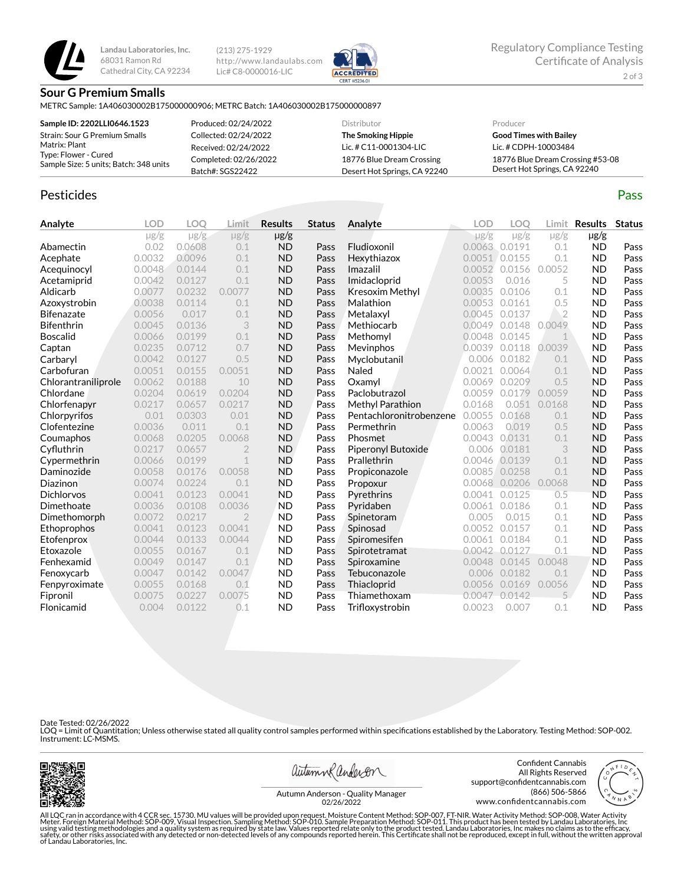Landau Laboratories, Inc.
68031 Ramon Rd
Cathedral City, CA 92234

(213) 275-1929
http://www.landaulabs.com
Lic# C8-0000016-LIC

Regulatory Compliance Testing
Certificate of Analysis

## Sour G Premium Smalls

METRC Sample: 1A406030002B175000000906; METRC Batch: 1A406030002B175000000897

| Sample ID: 2202LLI0646.1523 | Produced: 02/24/2022 | Distributor | Producer |
|---|---|---|---|
| Strain: Sour G Premium Smalls | Collected: 02/24/2022 | **The Smoking Hippie** | **Good Times with Bailey** |
| Matrix: Plant | Received: 02/24/2022 | Lic. # C11-0001304-LIC | Lic. # CDPH-10003484 |
| Type: Flower - Cured | Completed: 02/26/2022 | 18776 Blue Dream Crossing | 18776 Blue Dream Crossing #53-08 |
| Sample Size: 5 units; Batch: 348 units | Batch#: SGS22422 | Desert Hot Springs, CA 92240 | Desert Hot Springs, CA 92240 |

## Pesticides

**Pass**

| Analyte | LOD µg/g | LOQ µg/g | Limit µg/g | Results µg/g | Status |
|---|---|---|---|---|---|
| Abamectin | 0.02 | 0.0608 | 0.1 | ND | Pass |
| Acephate | 0.0032 | 0.0096 | 0.1 | ND | Pass |
| Acequinocyl | 0.0048 | 0.0144 | 0.1 | ND | Pass |
| Acetamiprid | 0.0042 | 0.0127 | 0.1 | ND | Pass |
| Aldicarb | 0.0077 | 0.0232 | 0.0077 | ND | Pass |
| Azoxystrobin | 0.0038 | 0.0114 | 0.1 | ND | Pass |
| Bifenazate | 0.0056 | 0.017 | 0.1 | ND | Pass |
| Bifenthrin | 0.0045 | 0.0136 | 3 | ND | Pass |
| Boscalid | 0.0066 | 0.0199 | 0.1 | ND | Pass |
| Captan | 0.0235 | 0.0712 | 0.7 | ND | Pass |
| Carbaryl | 0.0042 | 0.0127 | 0.5 | ND | Pass |
| Carbofuran | 0.0051 | 0.0155 | 0.0051 | ND | Pass |
| Chlorantraniliprole | 0.0062 | 0.0188 | 10 | ND | Pass |
| Chlordane | 0.0204 | 0.0619 | 0.0204 | ND | Pass |
| Chlorfenapyr | 0.0217 | 0.0657 | 0.0217 | ND | Pass |
| Chlorpyrifos | 0.01 | 0.0303 | 0.01 | ND | Pass |
| Clofentezine | 0.0036 | 0.011 | 0.1 | ND | Pass |
| Coumaphos | 0.0068 | 0.0205 | 0.0068 | ND | Pass |
| Cyfluthrin | 0.0217 | 0.0657 | 2 | ND | Pass |
| Cypermethrin | 0.0066 | 0.0199 | 1 | ND | Pass |
| Daminozide | 0.0058 | 0.0176 | 0.0058 | ND | Pass |
| Diazinon | 0.0074 | 0.0224 | 0.1 | ND | Pass |
| Dichlorvos | 0.0041 | 0.0123 | 0.0041 | ND | Pass |
| Dimethoate | 0.0036 | 0.0108 | 0.0036 | ND | Pass |
| Dimethomorph | 0.0072 | 0.0217 | 2 | ND | Pass |
| Ethoprophos | 0.0041 | 0.0123 | 0.0041 | ND | Pass |
| Etofenprox | 0.0044 | 0.0133 | 0.0044 | ND | Pass |
| Etoxazole | 0.0055 | 0.0167 | 0.1 | ND | Pass |
| Fenhexamid | 0.0049 | 0.0147 | 0.1 | ND | Pass |
| Fenoxycarb | 0.0047 | 0.0142 | 0.0047 | ND | Pass |
| Fenpyroximate | 0.0055 | 0.0168 | 0.1 | ND | Pass |
| Fipronil | 0.0075 | 0.0227 | 0.0075 | ND | Pass |
| Flonicamid | 0.004 | 0.0122 | 0.1 | ND | Pass |
| Fludioxonil | 0.0063 | 0.0191 | 0.1 | ND | Pass |
| Hexythiazox | 0.0051 | 0.0155 | 0.1 | ND | Pass |
| Imazalil | 0.0052 | 0.0156 | 0.0052 | ND | Pass |
| Imidacloprid | 0.0053 | 0.016 | 5 | ND | Pass |
| Kresoxim Methyl | 0.0035 | 0.0106 | 0.1 | ND | Pass |
| Malathion | 0.0053 | 0.0161 | 0.5 | ND | Pass |
| Metalaxyl | 0.0045 | 0.0137 | 2 | ND | Pass |
| Methiocarb | 0.0049 | 0.0148 | 0.0049 | ND | Pass |
| Methomyl | 0.0048 | 0.0145 | 1 | ND | Pass |
| Mevinphos | 0.0039 | 0.0118 | 0.0039 | ND | Pass |
| Myclobutanil | 0.006 | 0.0182 | 0.1 | ND | Pass |
| Naled | 0.0021 | 0.0064 | 0.1 | ND | Pass |
| Oxamyl | 0.0069 | 0.0209 | 0.5 | ND | Pass |
| Paclobutrazol | 0.0059 | 0.0179 | 0.0059 | ND | Pass |
| Methyl Parathion | 0.0168 | 0.051 | 0.0168 | ND | Pass |
| Pentachloronitrobenzene | 0.0055 | 0.0168 | 0.1 | ND | Pass |
| Permethrin | 0.0063 | 0.019 | 0.5 | ND | Pass |
| Phosmet | 0.0043 | 0.0131 | 0.1 | ND | Pass |
| Piperonyl Butoxide | 0.006 | 0.0181 | 3 | ND | Pass |
| Prallethrin | 0.0046 | 0.0139 | 0.1 | ND | Pass |
| Propiconazole | 0.0085 | 0.0258 | 0.1 | ND | Pass |
| Propoxur | 0.0068 | 0.0206 | 0.0068 | ND | Pass |
| Pyrethrins | 0.0041 | 0.0125 | 0.5 | ND | Pass |
| Pyridaben | 0.0061 | 0.0186 | 0.1 | ND | Pass |
| Spinetoram | 0.005 | 0.015 | 0.1 | ND | Pass |
| Spinosad | 0.0052 | 0.0157 | 0.1 | ND | Pass |
| Spiromesifen | 0.0061 | 0.0184 | 0.1 | ND | Pass |
| Spirotetramat | 0.0042 | 0.0127 | 0.1 | ND | Pass |
| Spiroxamine | 0.0048 | 0.0145 | 0.0048 | ND | Pass |
| Tebuconazole | 0.006 | 0.0182 | 0.1 | ND | Pass |
| Thiacloprid | 0.0056 | 0.0169 | 0.0056 | ND | Pass |
| Thiamethoxam | 0.0047 | 0.0142 | 5 | ND | Pass |
| Trifloxystrobin | 0.0023 | 0.007 | 0.1 | ND | Pass |

Date Tested: 02/26/2022
LOQ = Limit of Quantitation; Unless otherwise stated all quality control samples performed within specifications established by the Laboratory. Testing Method: SOP-002. Instrument: LC-MSMS.

Autumn Anderson - Quality Manager
02/26/2022

Confident Cannabis
All Rights Reserved
support@confidentcannabis.com
(866) 506-5866
www.confidentcannabis.com

All LQC ran in accordance with 4 CCR sec. 15730. MU values will be provided upon request. Moisture Content Method: SOP-007, FT-NIR. Water Activity Method: SOP-008, Water Activity Meter. Foreign Material Method: SOP-009, Visual Inspection. Sampling Method: SOP-010. Sample Preparation Method: SOP-011. This product has been tested by Landau Laboratories, Inc using valid testing methodologies and a quality system as required by state law. Values reported relate only to the product tested. Landau Laboratories, Inc makes no claims as to the efficacy, safety, or other risks associated with any detected or non-detected levels of any compounds reported herein. This Certificate shall not be reproduced, except in full, without the written approval of Landau Laboratories, Inc.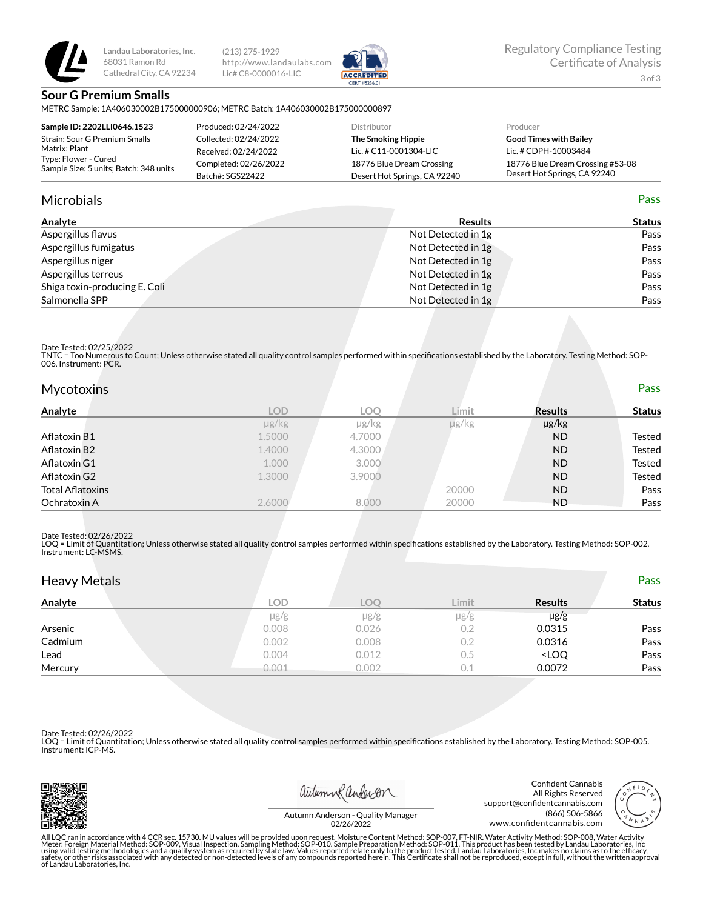Landau Laboratories, Inc.
68031 Ramon Rd
Cathedral City, CA 92234

(213) 275-1929
http://www.landaulabs.com
Lic# C8-0000016-LIC

Regulatory Compliance Testing
Certificate of Analysis

## Sour G Premium Smalls

METRC Sample: 1A406030002B175000000906; METRC Batch: 1A406030002B175000000897

**Sample ID: 2202LLI0646.1523**
Strain: Sour G Premium Smalls
Matrix: Plant
Type: Flower - Cured
Sample Size: 5 units; Batch: 348 units

Produced: 02/24/2022
Collected: 02/24/2022
Received: 02/24/2022
Completed: 02/26/2022
Batch#: SGS22422

Distributor
**The Smoking Hippie**
Lic. # C11-0001304-LIC
18776 Blue Dream Crossing
Desert Hot Springs, CA 92240

Producer
**Good Times with Bailey**
Lic. # CDPH-10003484
18776 Blue Dream Crossing #53-08
Desert Hot Springs, CA 92240

## Microbials

Pass

| Analyte | Results | Status |
|---|---|---|
| Aspergillus flavus | Not Detected in 1g | Pass |
| Aspergillus fumigatus | Not Detected in 1g | Pass |
| Aspergillus niger | Not Detected in 1g | Pass |
| Aspergillus terreus | Not Detected in 1g | Pass |
| Shiga toxin-producing E. Coli | Not Detected in 1g | Pass |
| Salmonella SPP | Not Detected in 1g | Pass |

Date Tested: 02/25/2022
TNTC = Too Numerous to Count; Unless otherwise stated all quality control samples performed within specifications established by the Laboratory. Testing Method: SOP-006. Instrument: PCR.

## Mycotoxins

Pass

| Analyte | LOD | LOQ | Limit | Results | Status |
|---|---|---|---|---|---|
| | μg/kg | μg/kg | μg/kg | μg/kg | |
| Aflatoxin B1 | 1.5000 | 4.7000 | | ND | Tested |
| Aflatoxin B2 | 1.4000 | 4.3000 | | ND | Tested |
| Aflatoxin G1 | 1.000 | 3.000 | | ND | Tested |
| Aflatoxin G2 | 1.3000 | 3.9000 | | ND | Tested |
| Total Aflatoxins | | | 20000 | ND | Pass |
| Ochratoxin A | 2.6000 | 8.000 | 20000 | ND | Pass |

Date Tested: 02/26/2022
LOQ = Limit of Quantitation; Unless otherwise stated all quality control samples performed within specifications established by the Laboratory. Testing Method: SOP-002. Instrument: LC-MSMS.

## Heavy Metals

Pass

| Analyte | LOD | LOQ | Limit | Results | Status |
|---|---|---|---|---|---|
| | μg/g | μg/g | μg/g | μg/g | |
| Arsenic | 0.008 | 0.026 | 0.2 | 0.0315 | Pass |
| Cadmium | 0.002 | 0.008 | 0.2 | 0.0316 | Pass |
| Lead | 0.004 | 0.012 | 0.5 | <LOQ | Pass |
| Mercury | 0.001 | 0.002 | 0.1 | 0.0072 | Pass |

Date Tested: 02/26/2022
LOQ = Limit of Quantitation; Unless otherwise stated all quality control samples performed within specifications established by the Laboratory. Testing Method: SOP-005. Instrument: ICP-MS.

Autumn Anderson - Quality Manager
02/26/2022

Confident Cannabis
All Rights Reserved
support@confidentcannabis.com
(866) 506-5866
www.confidentcannabis.com

All LQC ran in accordance with 4 CCR sec. 15730. MU values will be provided upon request. Moisture Content Method: SOP-007, FT-NIR. Water Activity Method: SOP-008, Water Activity Meter. Foreign Material Method: SOP-009, Visual Inspection. Sampling Method: SOP-010. Sample Preparation Method: SOP-011. This product has been tested by Landau Laboratories, Inc using valid testing methodologies and a quality system as required by state law. Values reported relate only to the product tested. Landau Laboratories, Inc makes no claims as to the efficacy, safety, or other risks associated with any detected or non-detected levels of any compounds reported herein. This Certificate shall not be reproduced, except in full, without the written approval of Landau Laboratories, Inc.